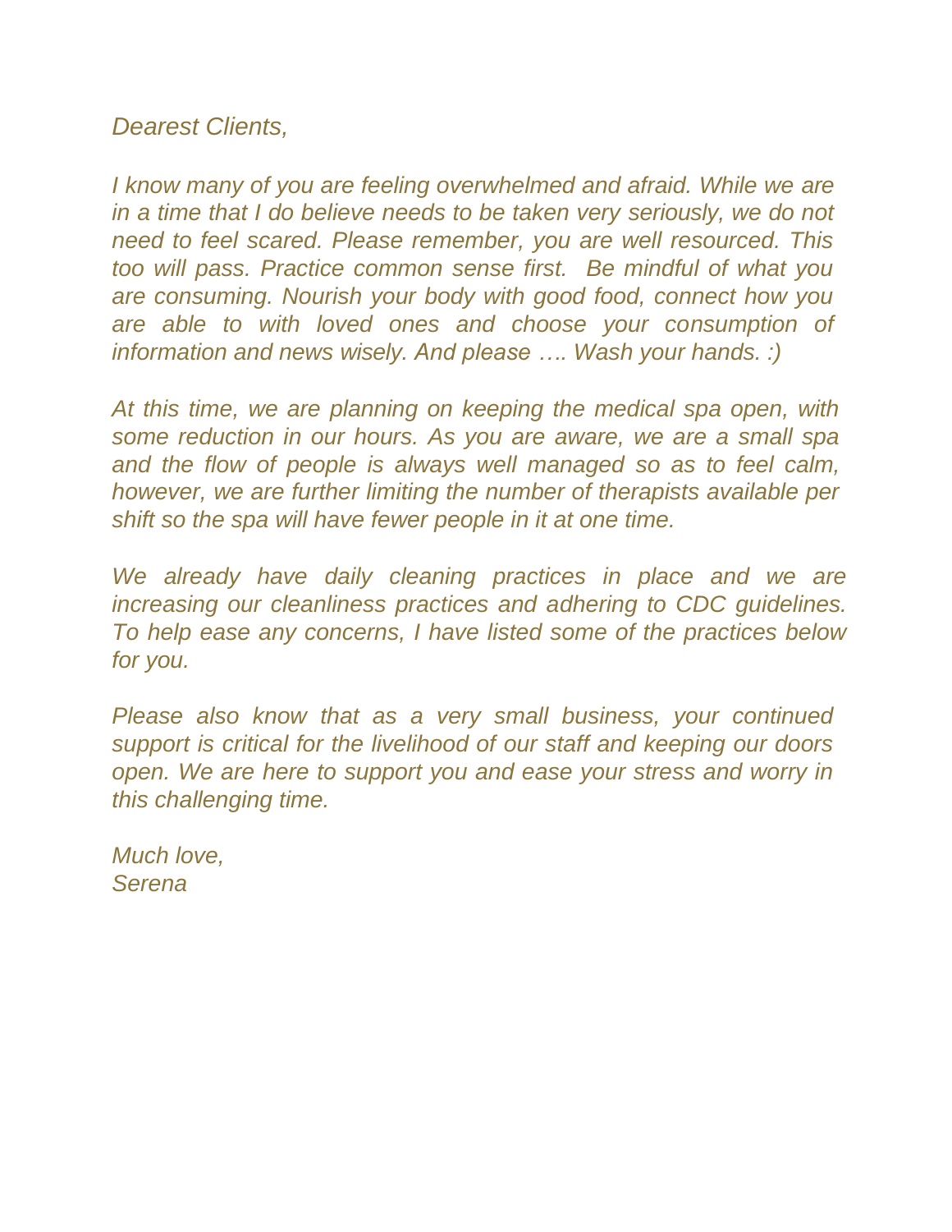*Dearest Clients,*

*I know many of you are feeling overwhelmed and afraid. While we are in a time that I do believe needs to be taken very seriously, we do not need to feel scared. Please remember, you are well resourced. This too will pass. Practice common sense first. Be mindful of what you are consuming. Nourish your body with good food, connect how you are able to with loved ones and choose your consumption of information and news wisely. And please …. Wash your hands. :)*

*At this time, we are planning on keeping the medical spa open, with some reduction in our hours. As you are aware, we are a small spa and the flow of people is always well managed so as to feel calm, however, we are further limiting the number of therapists available per shift so the spa will have fewer people in it at one time.*

*We already have daily cleaning practices in place and we are increasing our cleanliness practices and adhering to CDC guidelines. To help ease any concerns, I have listed some of the practices below for you.*

*Please also know that as a very small business, your continued support is critical for the livelihood of our staff and keeping our doors open. We are here to support you and ease your stress and worry in this challenging time.*

*Much love,*
*Serena*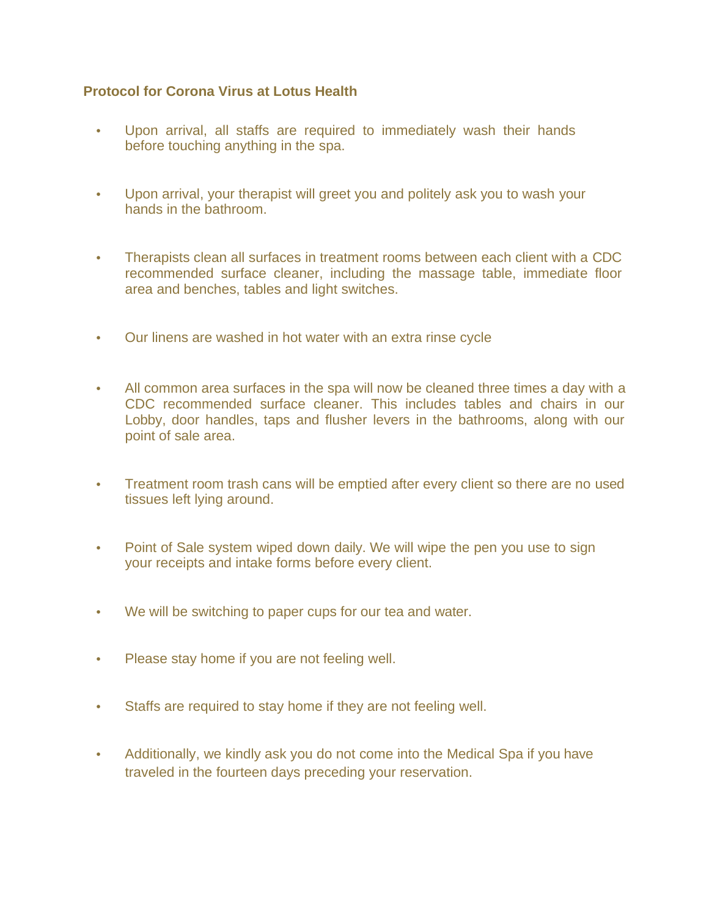**Protocol for Corona Virus at Lotus Health**

- Upon arrival, all staffs are required to immediately wash their hands before touching anything in the spa.

- Upon arrival, your therapist will greet you and politely ask you to wash your hands in the bathroom.

- Therapists clean all surfaces in treatment rooms between each client with a CDC recommended surface cleaner, including the massage table, immediate floor area and benches, tables and light switches.

- Our linens are washed in hot water with an extra rinse cycle

- All common area surfaces in the spa will now be cleaned three times a day with a CDC recommended surface cleaner. This includes tables and chairs in our Lobby, door handles, taps and flusher levers in the bathrooms, along with our point of sale area.

- Treatment room trash cans will be emptied after every client so there are no used tissues left lying around.

- Point of Sale system wiped down daily. We will wipe the pen you use to sign your receipts and intake forms before every client.

- We will be switching to paper cups for our tea and water.

- Please stay home if you are not feeling well.

- Staffs are required to stay home if they are not feeling well.

- Additionally, we kindly ask you do not come into the Medical Spa if you have traveled in the fourteen days preceding your reservation.